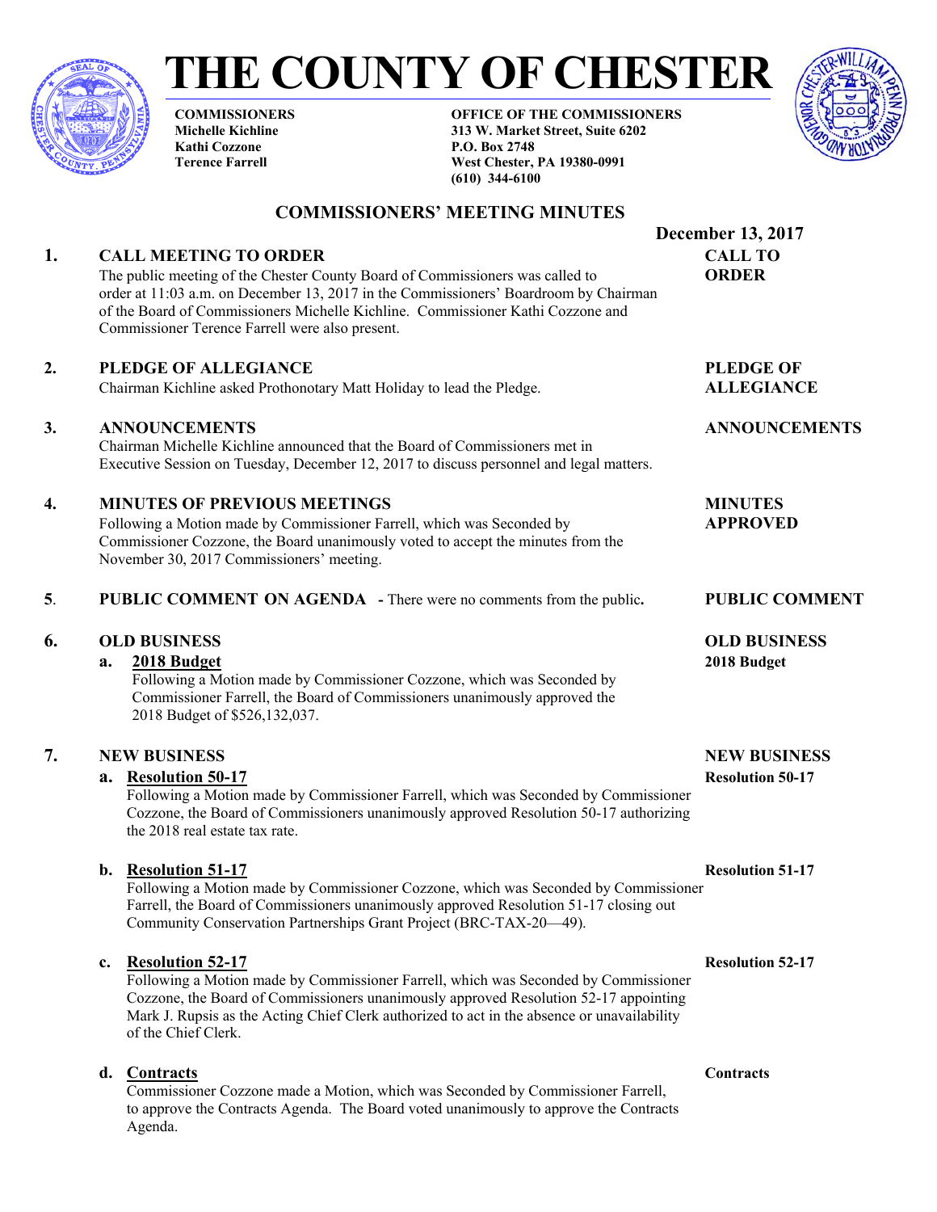# THE COUNTY OF CHESTER

**COMMISSIONERS**
**Michelle Kichline**
**Kathi Cozzone**
**Terence Farrell**

**OFFICE OF THE COMMISSIONERS**
**313 W. Market Street, Suite 6202**
**P.O. Box 2748**
**West Chester, PA 19380-0991**
**(610) 344-6100**

## COMMISSIONERS' MEETING MINUTES

**December 13, 2017**

### 1. CALL MEETING TO ORDER

**CALL TO ORDER**

The public meeting of the Chester County Board of Commissioners was called to order at 11:03 a.m. on December 13, 2017 in the Commissioners' Boardroom by Chairman of the Board of Commissioners Michelle Kichline. Commissioner Kathi Cozzone and Commissioner Terence Farrell were also present.

### 2. PLEDGE OF ALLEGIANCE

**PLEDGE OF ALLEGIANCE**

Chairman Kichline asked Prothonotary Matt Holiday to lead the Pledge.

### 3. ANNOUNCEMENTS

**ANNOUNCEMENTS**

Chairman Michelle Kichline announced that the Board of Commissioners met in Executive Session on Tuesday, December 12, 2017 to discuss personnel and legal matters.

### 4. MINUTES OF PREVIOUS MEETINGS

**MINUTES APPROVED**

Following a Motion made by Commissioner Farrell, which was Seconded by Commissioner Cozzone, the Board unanimously voted to accept the minutes from the November 30, 2017 Commissioners' meeting.

### 5. PUBLIC COMMENT ON AGENDA - There were no comments from the public.

**PUBLIC COMMENT**

### 6. OLD BUSINESS

**OLD BUSINESS**

**a. 2018 Budget**

**2018 Budget**

Following a Motion made by Commissioner Cozzone, which was Seconded by Commissioner Farrell, the Board of Commissioners unanimously approved the 2018 Budget of $526,132,037.

### 7. NEW BUSINESS

**NEW BUSINESS**

**a. Resolution 50-17**

**Resolution 50-17**

Following a Motion made by Commissioner Farrell, which was Seconded by Commissioner Cozzone, the Board of Commissioners unanimously approved Resolution 50-17 authorizing the 2018 real estate tax rate.

**b. Resolution 51-17**

**Resolution 51-17**

Following a Motion made by Commissioner Cozzone, which was Seconded by Commissioner Farrell, the Board of Commissioners unanimously approved Resolution 51-17 closing out Community Conservation Partnerships Grant Project (BRC-TAX-20—49).

**c. Resolution 52-17**

**Resolution 52-17**

Following a Motion made by Commissioner Farrell, which was Seconded by Commissioner Cozzone, the Board of Commissioners unanimously approved Resolution 52-17 appointing Mark J. Rupsis as the Acting Chief Clerk authorized to act in the absence or unavailability of the Chief Clerk.

**d. Contracts**

**Contracts**

Commissioner Cozzone made a Motion, which was Seconded by Commissioner Farrell, to approve the Contracts Agenda. The Board voted unanimously to approve the Contracts Agenda.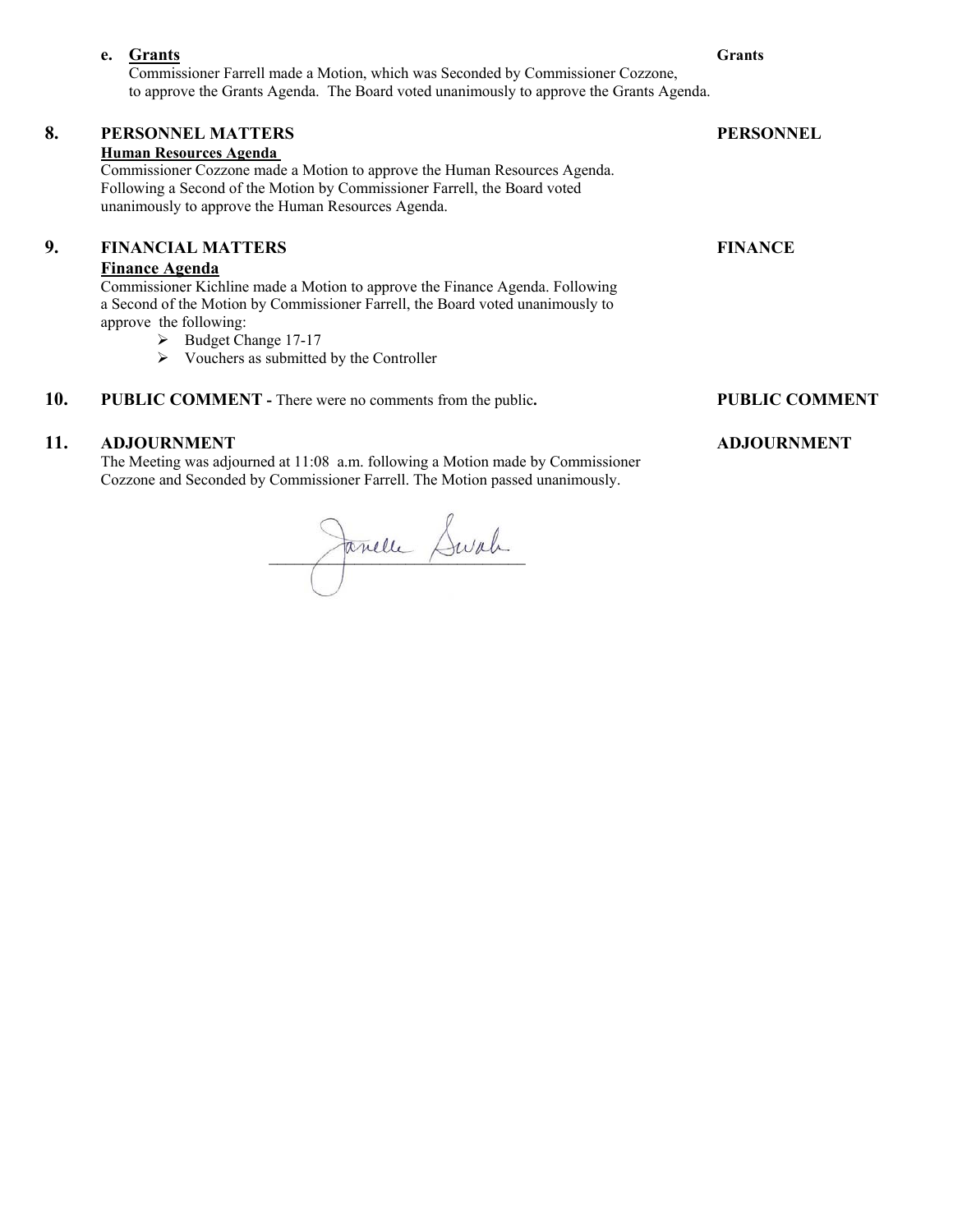**e. Grants** **Grants**

Commissioner Farrell made a Motion, which was Seconded by Commissioner Cozzone, to approve the Grants Agenda. The Board voted unanimously to approve the Grants Agenda.

## 8. PERSONNEL MATTERS **PERSONNEL**

**Human Resources Agenda**

Commissioner Cozzone made a Motion to approve the Human Resources Agenda. Following a Second of the Motion by Commissioner Farrell, the Board voted unanimously to approve the Human Resources Agenda.

## 9. FINANCIAL MATTERS **FINANCE**

**Finance Agenda**

Commissioner Kichline made a Motion to approve the Finance Agenda. Following a Second of the Motion by Commissioner Farrell, the Board voted unanimously to approve the following:

- Budget Change 17-17
- Vouchers as submitted by the Controller

## 10. PUBLIC COMMENT - There were no comments from the public. **PUBLIC COMMENT**

## 11. ADJOURNMENT **ADJOURNMENT**

The Meeting was adjourned at 11:08 a.m. following a Motion made by Commissioner Cozzone and Seconded by Commissioner Farrell. The Motion passed unanimously.

Janelle Swab